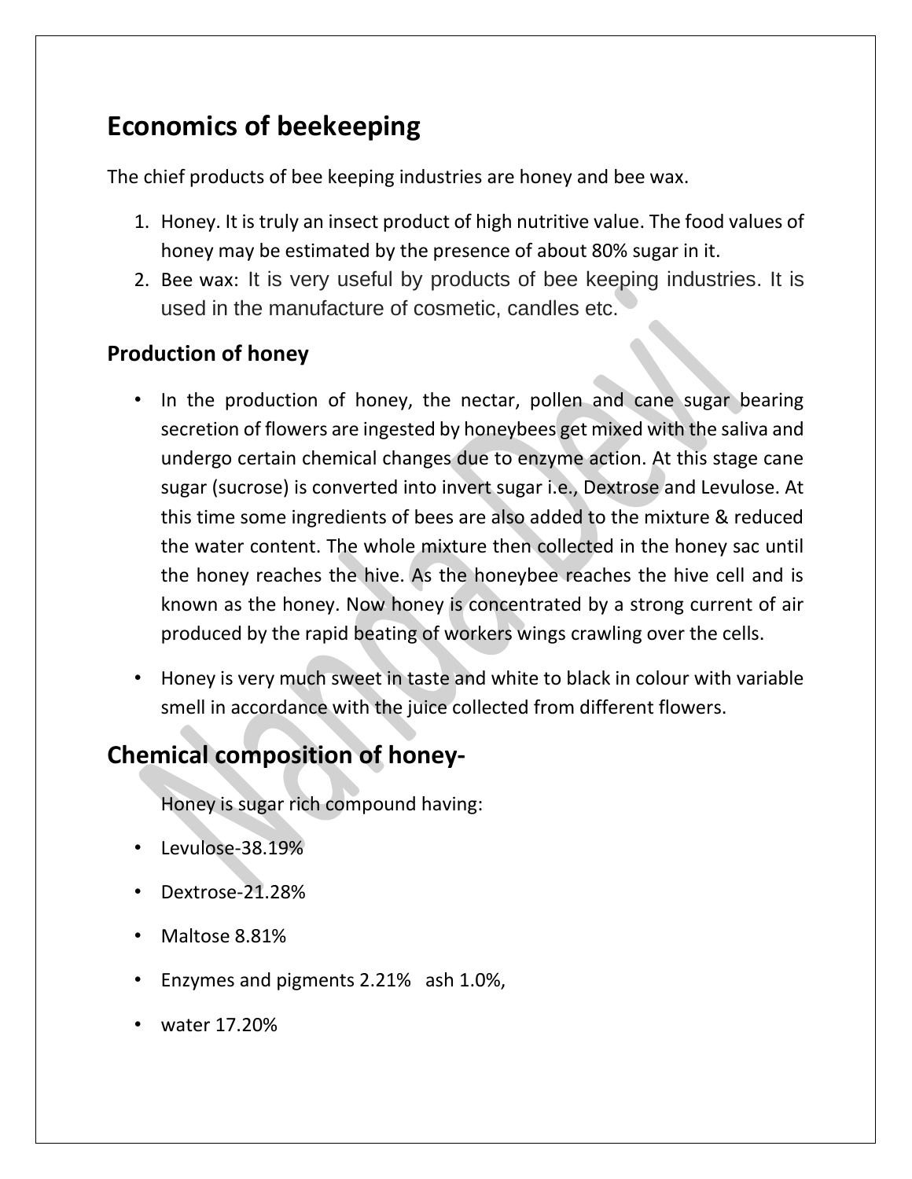# Economics of beekeeping

The chief products of bee keeping industries are honey and bee wax.

1. Honey. It is truly an insect product of high nutritive value. The food values of honey may be estimated by the presence of about 80% sugar in it.
2. Bee wax: It is very useful by products of bee keeping industries. It is used in the manufacture of cosmetic, candles etc.

## Production of honey

- In the production of honey, the nectar, pollen and cane sugar bearing secretion of flowers are ingested by honeybees get mixed with the saliva and undergo certain chemical changes due to enzyme action. At this stage cane sugar (sucrose) is converted into invert sugar i.e., Dextrose and Levulose. At this time some ingredients of bees are also added to the mixture & reduced the water content. The whole mixture then collected in the honey sac until the honey reaches the hive. As the honeybee reaches the hive cell and is known as the honey. Now honey is concentrated by a strong current of air produced by the rapid beating of workers wings crawling over the cells.

- Honey is very much sweet in taste and white to black in colour with variable smell in accordance with the juice collected from different flowers.

# Chemical composition of honey-

Honey is sugar rich compound having:

- Levulose-38.19%
- Dextrose-21.28%
- Maltose 8.81%
- Enzymes and pigments 2.21% ash 1.0%,
- water 17.20%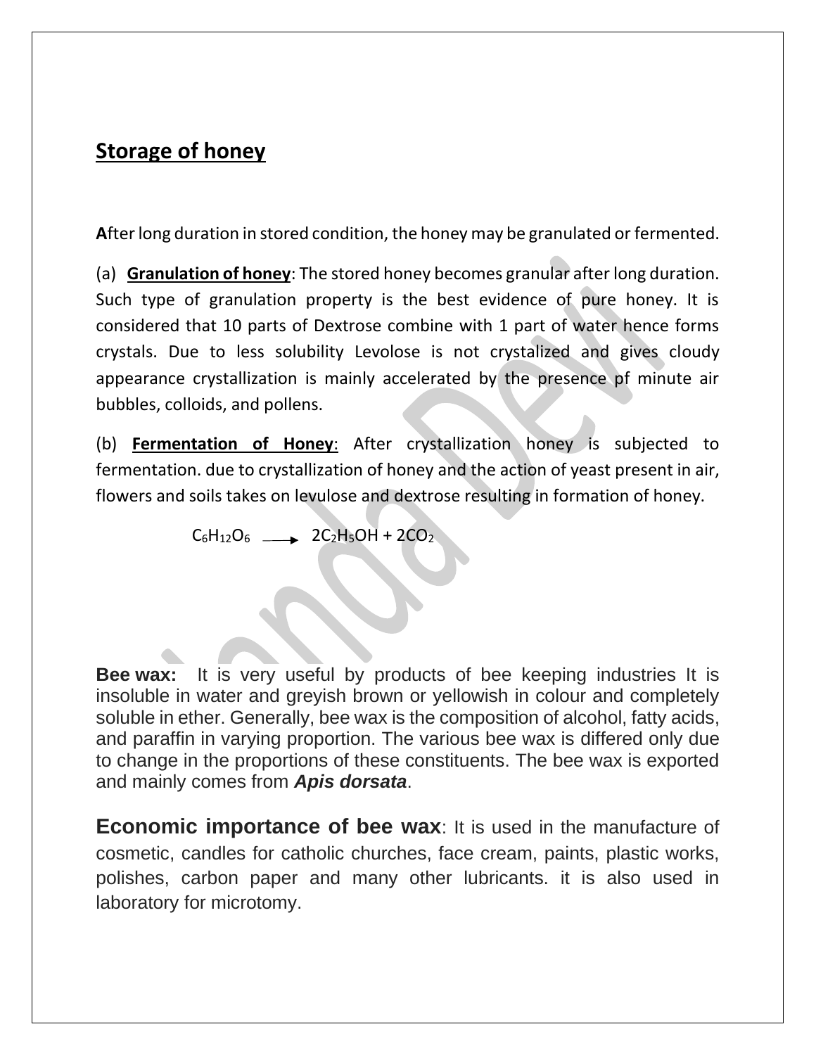## Storage of honey

**A**fter long duration in stored condition, the honey may be granulated or fermented.

(a) **Granulation of honey**: The stored honey becomes granular after long duration. Such type of granulation property is the best evidence of pure honey. It is considered that 10 parts of Dextrose combine with 1 part of water hence forms crystals. Due to less solubility Levolose is not crystalized and gives cloudy appearance crystallization is mainly accelerated by the presence pf minute air bubbles, colloids, and pollens.

(b) **Fermentation of Honey**: After crystallization honey is subjected to fermentation. due to crystallization of honey and the action of yeast present in air, flowers and soils takes on levulose and dextrose resulting in formation of honey.

$$C_6H_{12}O_6 \longrightarrow 2C_2H_5OH + 2CO_2$$

**Bee wax:** It is very useful by products of bee keeping industries It is insoluble in water and greyish brown or yellowish in colour and completely soluble in ether. Generally, bee wax is the composition of alcohol, fatty acids, and paraffin in varying proportion. The various bee wax is differed only due to change in the proportions of these constituents. The bee wax is exported and mainly comes from ***Apis dorsata***.

**Economic importance of bee wax**: It is used in the manufacture of cosmetic, candles for catholic churches, face cream, paints, plastic works, polishes, carbon paper and many other lubricants. it is also used in laboratory for microtomy.